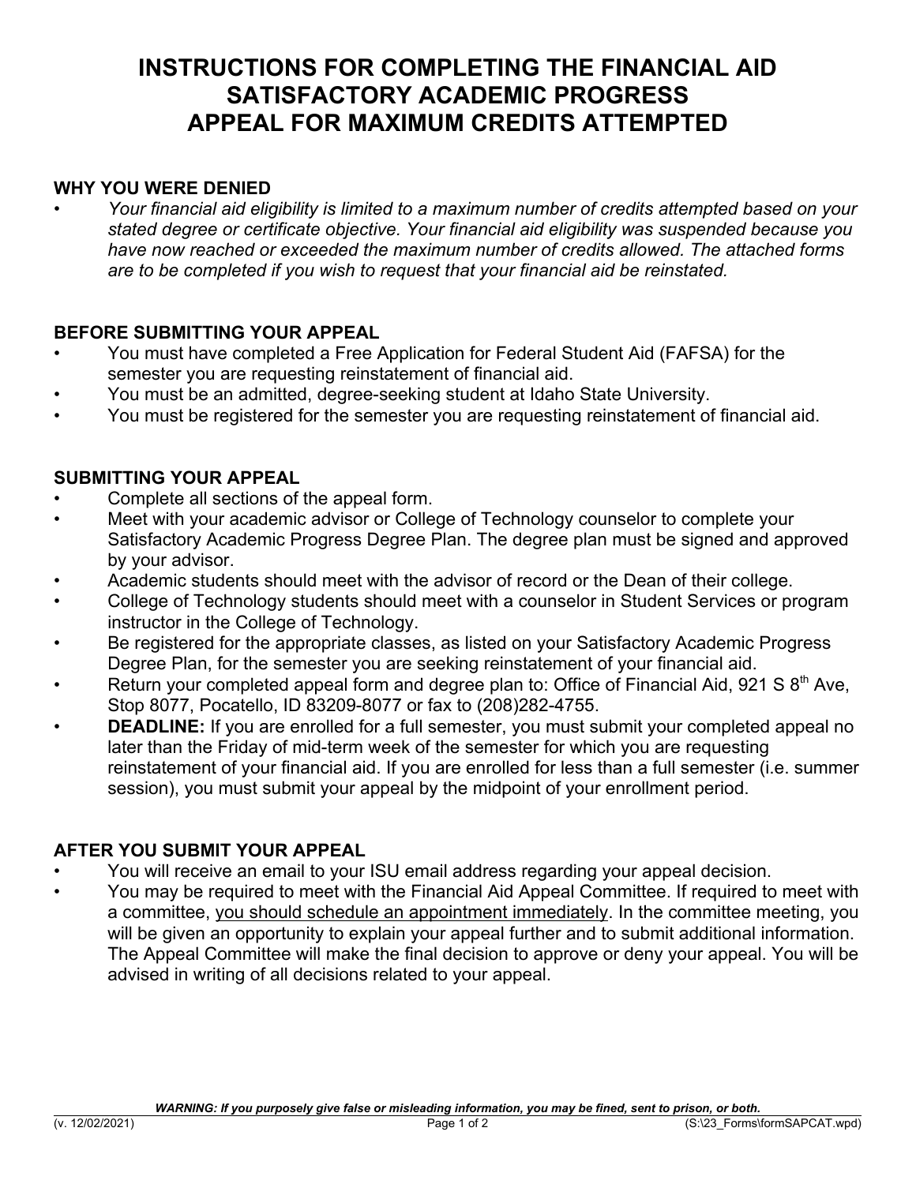# INSTRUCTIONS FOR COMPLETING THE FINANCIAL AID SATISFACTORY ACADEMIC PROGRESS APPEAL FOR MAXIMUM CREDITS ATTEMPTED

## WHY YOU WERE DENIED

- *Your financial aid eligibility is limited to a maximum number of credits attempted based on your stated degree or certificate objective. Your financial aid eligibility was suspended because you have now reached or exceeded the maximum number of credits allowed. The attached forms are to be completed if you wish to request that your financial aid be reinstated.*

## BEFORE SUBMITTING YOUR APPEAL

- You must have completed a Free Application for Federal Student Aid (FAFSA) for the semester you are requesting reinstatement of financial aid.
- You must be an admitted, degree-seeking student at Idaho State University.
- You must be registered for the semester you are requesting reinstatement of financial aid.

## SUBMITTING YOUR APPEAL

- Complete all sections of the appeal form.
- Meet with your academic advisor or College of Technology counselor to complete your Satisfactory Academic Progress Degree Plan. The degree plan must be signed and approved by your advisor.
- Academic students should meet with the advisor of record or the Dean of their college.
- College of Technology students should meet with a counselor in Student Services or program instructor in the College of Technology.
- Be registered for the appropriate classes, as listed on your Satisfactory Academic Progress Degree Plan, for the semester you are seeking reinstatement of your financial aid.
- Return your completed appeal form and degree plan to: Office of Financial Aid, 921 S 8th Ave, Stop 8077, Pocatello, ID 83209-8077 or fax to (208)282-4755.
- **DEADLINE:** If you are enrolled for a full semester, you must submit your completed appeal no later than the Friday of mid-term week of the semester for which you are requesting reinstatement of your financial aid. If you are enrolled for less than a full semester (i.e. summer session), you must submit your appeal by the midpoint of your enrollment period.

## AFTER YOU SUBMIT YOUR APPEAL

- You will receive an email to your ISU email address regarding your appeal decision.
- You may be required to meet with the Financial Aid Appeal Committee. If required to meet with a committee, <u>you should schedule an appointment immediately</u>. In the committee meeting, you will be given an opportunity to explain your appeal further and to submit additional information. The Appeal Committee will make the final decision to approve or deny your appeal. You will be advised in writing of all decisions related to your appeal.

***WARNING: If you purposely give false or misleading information, you may be fined, sent to prison, or both.***

(v. 12/02/2021) (S:\23_Forms\formSAPCAT.wpd)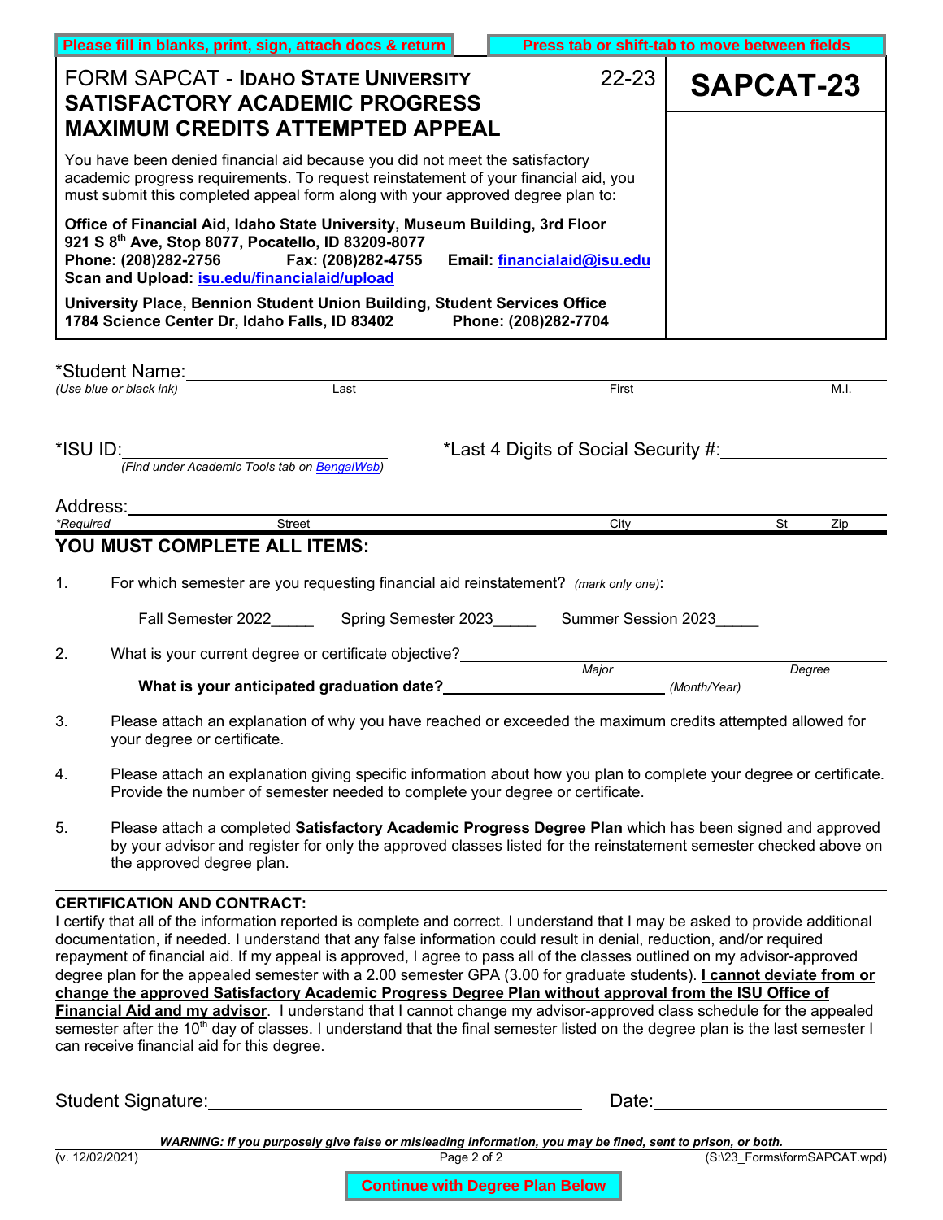**Please fill in blanks, print, sign, attach docs & return** | **Press tab or shift-tab to move between fields**

# FORM SAPCAT - IDAHO STATE UNIVERSITY — 22-23

# SATISFACTORY ACADEMIC PROGRESS MAXIMUM CREDITS ATTEMPTED APPEAL

**SAPCAT-23**

You have been denied financial aid because you did not meet the satisfactory academic progress requirements. To request reinstatement of your financial aid, you must submit this completed appeal form along with your approved degree plan to:

**Office of Financial Aid, Idaho State University, Museum Building, 3rd Floor**
**921 S 8th Ave, Stop 8077, Pocatello, ID 83209-8077**
**Phone: (208)282-2756 Fax: (208)282-4755 Email: financialaid@isu.edu**
**Scan and Upload: isu.edu/financialaid/upload**

**University Place, Bennion Student Union Building, Student Services Office**
**1784 Science Center Dr, Idaho Falls, ID 83402 Phone: (208)282-7704**

*Student Name: ______________________________________________
*(Use blue or black ink)* Last First M.I.

*ISU ID: ____________________ *Last 4 Digits of Social Security #: ____________
*(Find under Academic Tools tab on BengalWeb)*

Address: ______________________________________________
*\*Required* Street City St Zip

## YOU MUST COMPLETE ALL ITEMS:

1. For which semester are you requesting financial aid reinstatement? *(mark only one)*:

   Fall Semester 2022_____ Spring Semester 2023_____ Summer Session 2023_____

2. What is your current degree or certificate objective? ______________________
   *Major* *Degree*

   **What is your anticipated graduation date?** ____________________ *(Month/Year)*

3. Please attach an explanation of why you have reached or exceeded the maximum credits attempted allowed for your degree or certificate.

4. Please attach an explanation giving specific information about how you plan to complete your degree or certificate. Provide the number of semester needed to complete your degree or certificate.

5. Please attach a completed **Satisfactory Academic Progress Degree Plan** which has been signed and approved by your advisor and register for only the approved classes listed for the reinstatement semester checked above on the approved degree plan.

**CERTIFICATION AND CONTRACT:**
I certify that all of the information reported is complete and correct. I understand that I may be asked to provide additional documentation, if needed. I understand that any false information could result in denial, reduction, and/or required repayment of financial aid. If my appeal is approved, I agree to pass all of the classes outlined on my advisor-approved degree plan for the appealed semester with a 2.00 semester GPA (3.00 for graduate students). **<u>I cannot deviate from or change the approved Satisfactory Academic Progress Degree Plan without approval from the ISU Office of Financial Aid and my advisor</u>**. I understand that I cannot change my advisor-approved class schedule for the appealed semester after the 10th day of classes. I understand that the final semester listed on the degree plan is the last semester I can receive financial aid for this degree.

Student Signature: ______________________________ Date: ______________

***WARNING: If you purposely give false or misleading information, you may be fined, sent to prison, or both.***

(v. 12/02/2021) (S:\23_Forms\formSAPCAT.wpd)

**Continue with Degree Plan Below**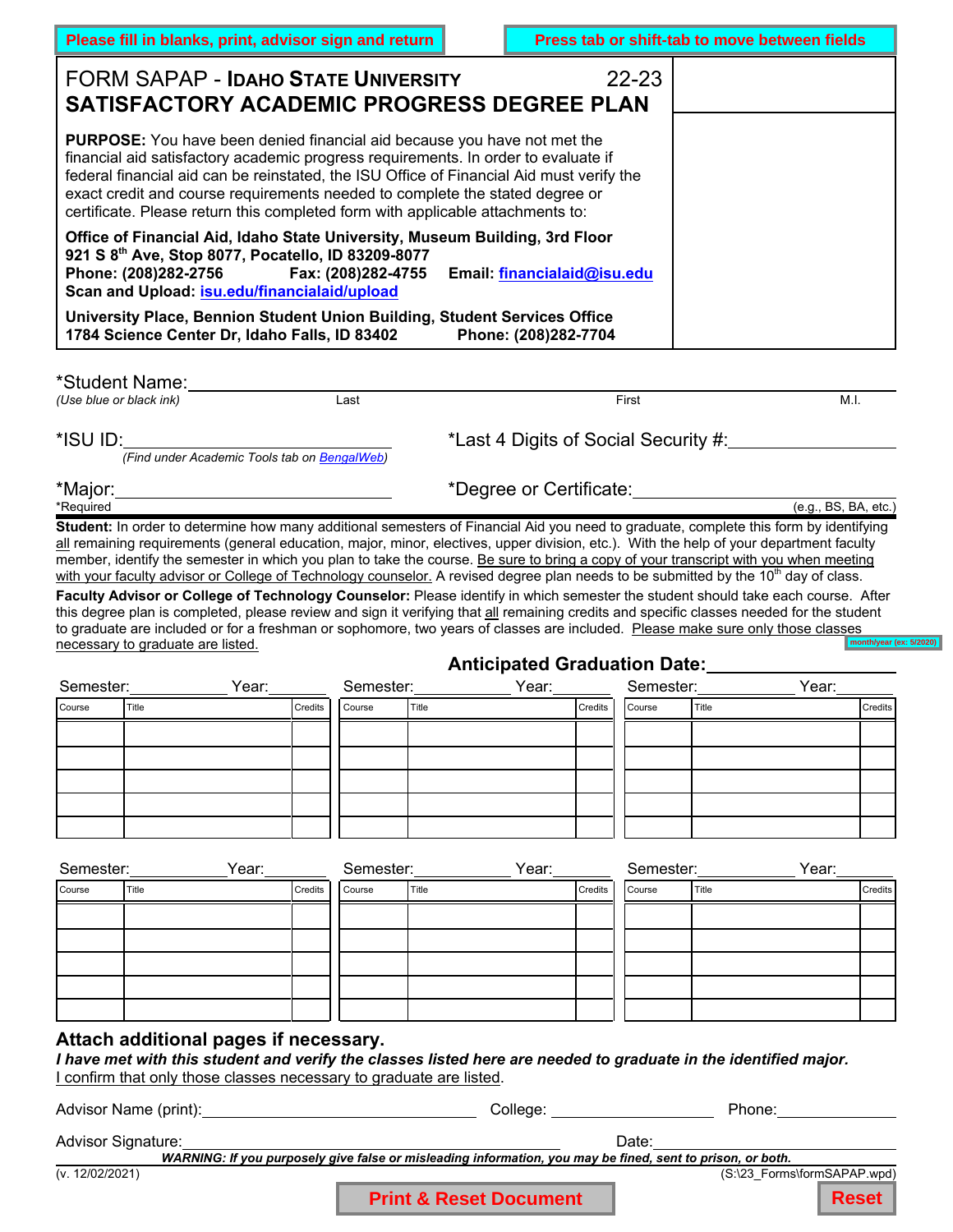Please fill in blanks, print, advisor sign and return

Press tab or shift-tab to move between fields

# FORM SAPAP - IDAHO STATE UNIVERSITY 22-23
## SATISFACTORY ACADEMIC PROGRESS DEGREE PLAN

**PURPOSE:** You have been denied financial aid because you have not met the financial aid satisfactory academic progress requirements. In order to evaluate if federal financial aid can be reinstated, the ISU Office of Financial Aid must verify the exact credit and course requirements needed to complete the stated degree or certificate. Please return this completed form with applicable attachments to:

**Office of Financial Aid, Idaho State University, Museum Building, 3rd Floor**
**921 S 8th Ave, Stop 8077, Pocatello, ID 83209-8077**
**Phone: (208)282-2756 Fax: (208)282-4755 Email: financialaid@isu.edu**
**Scan and Upload: isu.edu/financialaid/upload**

**University Place, Bennion Student Union Building, Student Services Office**
**1784 Science Center Dr, Idaho Falls, ID 83402 Phone: (208)282-7704**

*Student Name: ______________________________________________
(Use blue or black ink) Last First M.I.

*ISU ID: ______________________ *Last 4 Digits of Social Security #: ______________
(Find under Academic Tools tab on BengalWeb)

*Major: ______________________ *Degree or Certificate: ______________________
*Required (e.g., BS, BA, etc.)

**Student:** In order to determine how many additional semesters of Financial Aid you need to graduate, complete this form by identifying all remaining requirements (general education, major, minor, electives, upper division, etc.). With the help of your department faculty member, identify the semester in which you plan to take the course. Be sure to bring a copy of your transcript with you when meeting with your faculty advisor or College of Technology counselor. A revised degree plan needs to be submitted by the 10th day of class.

**Faculty Advisor or College of Technology Counselor:** Please identify in which semester the student should take each course. After this degree plan is completed, please review and sign it verifying that all remaining credits and specific classes needed for the student to graduate are included or for a freshman or sophomore, two years of classes are included. Please make sure only those classes necessary to graduate are listed.

**Anticipated Graduation Date:** ______________ month/year (ex: 5/2020)

Semester: __________ Year: ______

| Course | Title | Credits |
|---|---|---|
| | | |
| | | |
| | | |
| | | |
| | | |

Semester: __________ Year: ______

| Course | Title | Credits |
|---|---|---|
| | | |
| | | |
| | | |
| | | |
| | | |

Semester: __________ Year: ______

| Course | Title | Credits |
|---|---|---|
| | | |
| | | |
| | | |
| | | |
| | | |

Semester: __________ Year: ______

| Course | Title | Credits |
|---|---|---|
| | | |
| | | |
| | | |
| | | |
| | | |

Semester: __________ Year: ______

| Course | Title | Credits |
|---|---|---|
| | | |
| | | |
| | | |
| | | |
| | | |

Semester: __________ Year: ______

| Course | Title | Credits |
|---|---|---|
| | | |
| | | |
| | | |
| | | |
| | | |

**Attach additional pages if necessary.**

***I have met with this student and verify the classes listed here are needed to graduate in the identified major.***
I confirm that only those classes necessary to graduate are listed.

Advisor Name (print): ______________________ College: ______________ Phone: ______________

Advisor Signature: ______________________________ Date: ______________

***WARNING: If you purposely give false or misleading information, you may be fined, sent to prison, or both.***

(v. 12/02/2021) (S:\23_Forms\formSAPAP.wpd)

Print & Reset Document

Reset